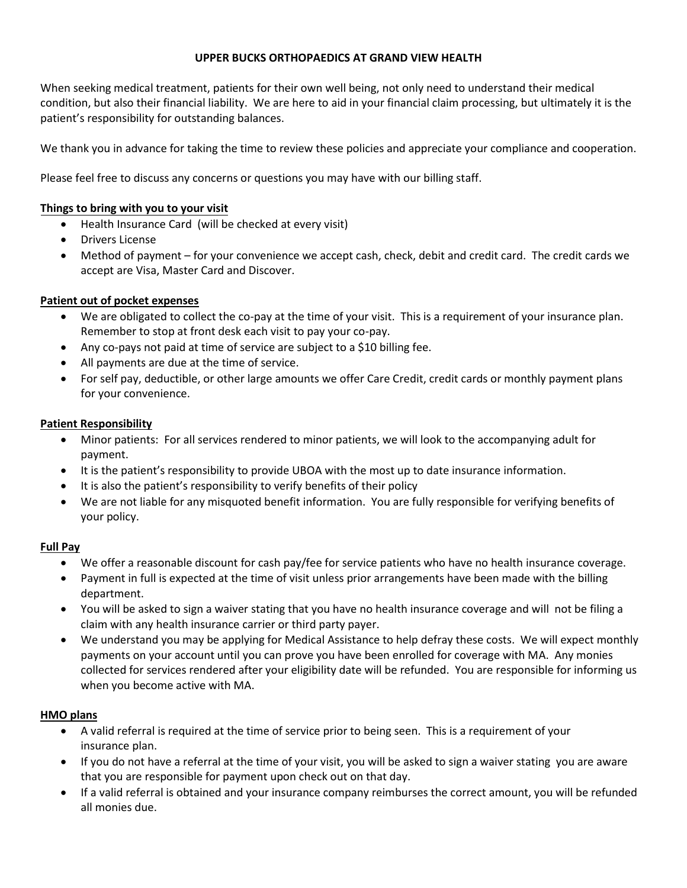# UPPER BUCKS ORTHOPAEDICS AT GRAND VIEW HEALTH

When seeking medical treatment, patients for their own well being, not only need to understand their medical condition, but also their financial liability. We are here to aid in your financial claim processing, but ultimately it is the patient's responsibility for outstanding balances.

We thank you in advance for taking the time to review these policies and appreciate your compliance and cooperation.

Please feel free to discuss any concerns or questions you may have with our billing staff.

## Things to bring with you to your visit

- Health Insurance Card (will be checked at every visit)
- Drivers License
- Method of payment – for your convenience we accept cash, check, debit and credit card. The credit cards we accept are Visa, Master Card and Discover.

## Patient out of pocket expenses

- We are obligated to collect the co-pay at the time of your visit. This is a requirement of your insurance plan. Remember to stop at front desk each visit to pay your co-pay.
- Any co-pays not paid at time of service are subject to a $10 billing fee.
- All payments are due at the time of service.
- For self pay, deductible, or other large amounts we offer Care Credit, credit cards or monthly payment plans for your convenience.

## Patient Responsibility

- Minor patients: For all services rendered to minor patients, we will look to the accompanying adult for payment.
- It is the patient's responsibility to provide UBOA with the most up to date insurance information.
- It is also the patient's responsibility to verify benefits of their policy
- We are not liable for any misquoted benefit information. You are fully responsible for verifying benefits of your policy.

## Full Pay

- We offer a reasonable discount for cash pay/fee for service patients who have no health insurance coverage.
- Payment in full is expected at the time of visit unless prior arrangements have been made with the billing department.
- You will be asked to sign a waiver stating that you have no health insurance coverage and will not be filing a claim with any health insurance carrier or third party payer.
- We understand you may be applying for Medical Assistance to help defray these costs. We will expect monthly payments on your account until you can prove you have been enrolled for coverage with MA. Any monies collected for services rendered after your eligibility date will be refunded. You are responsible for informing us when you become active with MA.

## HMO plans

- A valid referral is required at the time of service prior to being seen. This is a requirement of your insurance plan.
- If you do not have a referral at the time of your visit, you will be asked to sign a waiver stating you are aware that you are responsible for payment upon check out on that day.
- If a valid referral is obtained and your insurance company reimburses the correct amount, you will be refunded all monies due.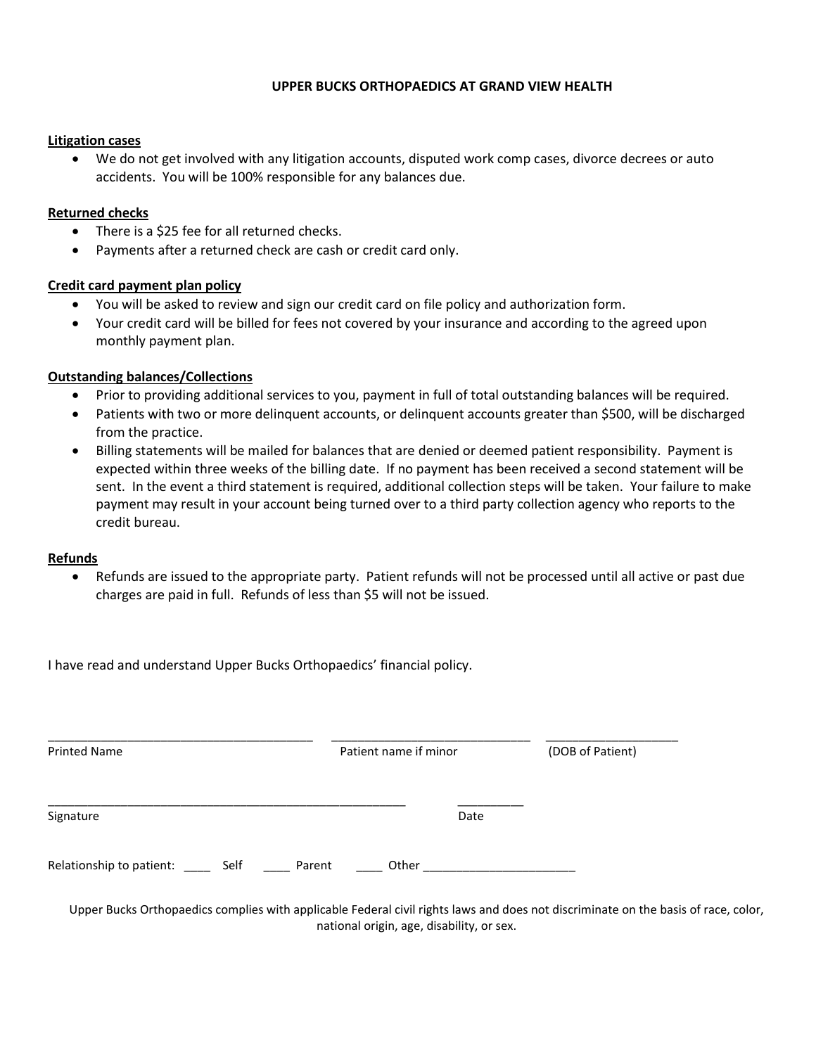# UPPER BUCKS ORTHOPAEDICS AT GRAND VIEW HEALTH

**Litigation cases**

- We do not get involved with any litigation accounts, disputed work comp cases, divorce decrees or auto accidents. You will be 100% responsible for any balances due.

**Returned checks**

- There is a $25 fee for all returned checks.
- Payments after a returned check are cash or credit card only.

**Credit card payment plan policy**

- You will be asked to review and sign our credit card on file policy and authorization form.
- Your credit card will be billed for fees not covered by your insurance and according to the agreed upon monthly payment plan.

**Outstanding balances/Collections**

- Prior to providing additional services to you, payment in full of total outstanding balances will be required.
- Patients with two or more delinquent accounts, or delinquent accounts greater than $500, will be discharged from the practice.
- Billing statements will be mailed for balances that are denied or deemed patient responsibility. Payment is expected within three weeks of the billing date. If no payment has been received a second statement will be sent. In the event a third statement is required, additional collection steps will be taken. Your failure to make payment may result in your account being turned over to a third party collection agency who reports to the credit bureau.

**Refunds**

- Refunds are issued to the appropriate party. Patient refunds will not be processed until all active or past due charges are paid in full. Refunds of less than $5 will not be issued.

I have read and understand Upper Bucks Orthopaedics' financial policy.

_______________________________________ _____________________________ ____________________

Printed Name Patient name if minor (DOB of Patient)

_____________________________________________________ __________

Signature Date

Relationship to patient: ____ Self ____ Parent ____ Other ______________________

Upper Bucks Orthopaedics complies with applicable Federal civil rights laws and does not discriminate on the basis of race, color, national origin, age, disability, or sex.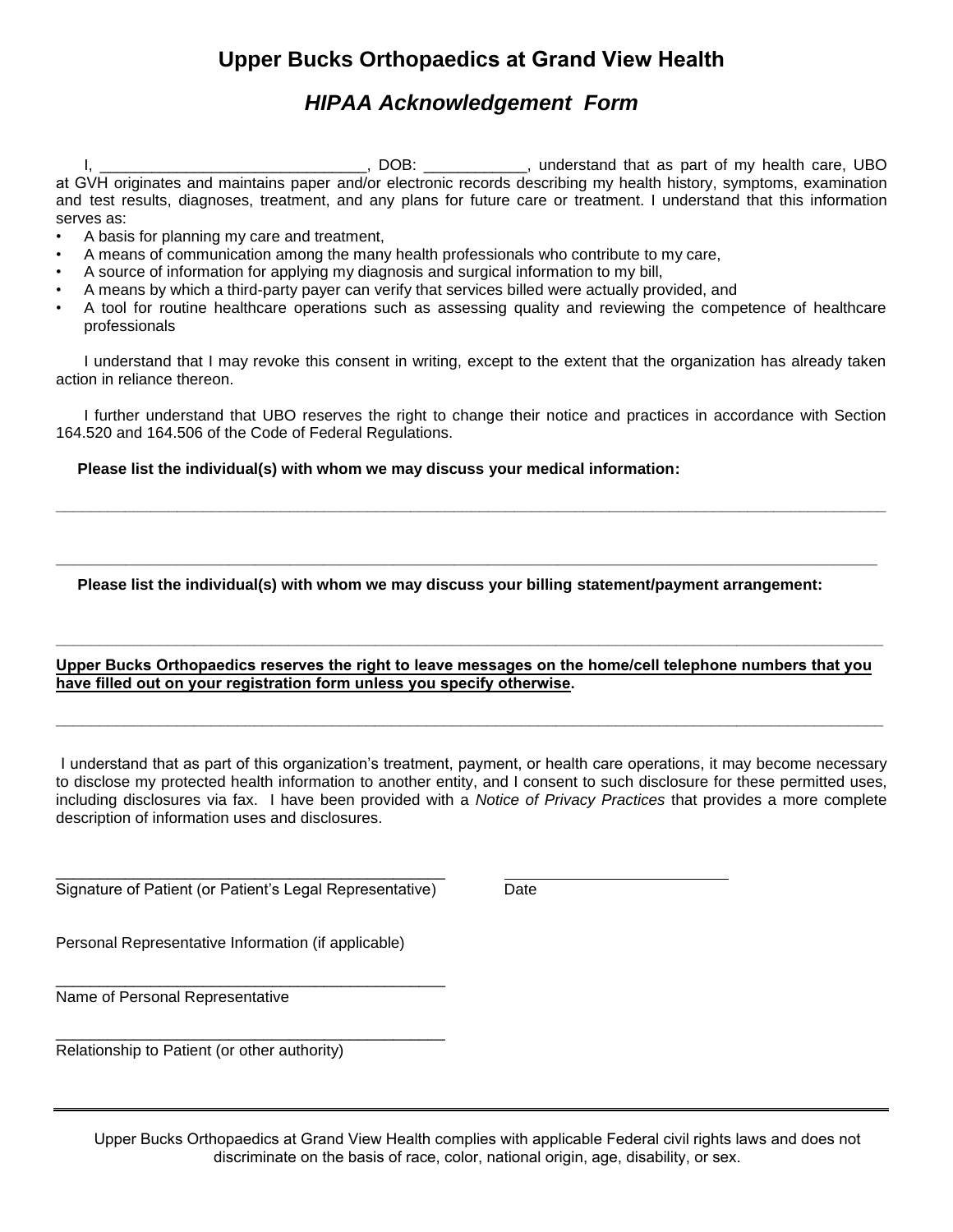# Upper Bucks Orthopaedics at Grand View Health

## *HIPAA Acknowledgement Form*

I, ______________________________, DOB: ___________, understand that as part of my health care, UBO at GVH originates and maintains paper and/or electronic records describing my health history, symptoms, examination and test results, diagnoses, treatment, and any plans for future care or treatment. I understand that this information serves as:

- A basis for planning my care and treatment,
- A means of communication among the many health professionals who contribute to my care,
- A source of information for applying my diagnosis and surgical information to my bill,
- A means by which a third-party payer can verify that services billed were actually provided, and
- A tool for routine healthcare operations such as assessing quality and reviewing the competence of healthcare professionals

I understand that I may revoke this consent in writing, except to the extent that the organization has already taken action in reliance thereon.

I further understand that UBO reserves the right to change their notice and practices in accordance with Section 164.520 and 164.506 of the Code of Federal Regulations.

**Please list the individual(s) with whom we may discuss your medical information:**

_______________________________________________________________________________

_______________________________________________________________________________

**Please list the individual(s) with whom we may discuss your billing statement/payment arrangement:**

_______________________________________________________________________________

**<u>Upper Bucks Orthopaedics reserves the right to leave messages on the home/cell telephone numbers that you have filled out on your registration form unless you specify otherwise</u>.**

_______________________________________________________________________________

I understand that as part of this organization's treatment, payment, or health care operations, it may become necessary to disclose my protected health information to another entity, and I consent to such disclosure for these permitted uses, including disclosures via fax. I have been provided with a *Notice of Privacy Practices* that provides a more complete description of information uses and disclosures.

_______________________________________________ ___________________________

Signature of Patient (or Patient's Legal Representative) Date

Personal Representative Information (if applicable)

_______________________________________________

Name of Personal Representative

_______________________________________________

Relationship to Patient (or other authority)

---

Upper Bucks Orthopaedics at Grand View Health complies with applicable Federal civil rights laws and does not discriminate on the basis of race, color, national origin, age, disability, or sex.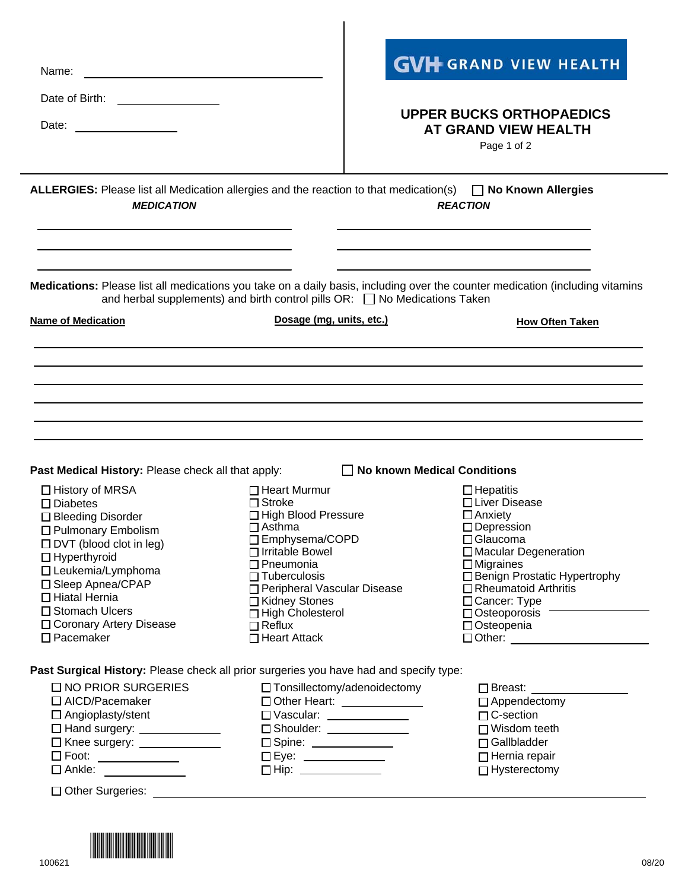Name: ______________________________

Date of Birth: ______________

Date: ______________

**GVH GRAND VIEW HEALTH**

## UPPER BUCKS ORTHOPAEDICS AT GRAND VIEW HEALTH

**ALLERGIES:** Please list all Medication allergies and the reaction to that medication(s) ☐ **No Known Allergies**

| ***MEDICATION*** | ***REACTION*** |
|---|---|
| | |
| | |
| | |

**Medications:** Please list all medications you take on a daily basis, including over the counter medication (including vitamins and herbal supplements) and birth control pills OR: ☐ No Medications Taken

| **Name of Medication** | **Dosage (mg, units, etc.)** | **How Often Taken** |
|---|---|---|
| | | |
| | | |
| | | |
| | | |
| | | |
| | | |

**Past Medical History:** Please check all that apply: ☐ **No known Medical Conditions**

- ☐ History of MRSA
- ☐ Diabetes
- ☐ Bleeding Disorder
- ☐ Pulmonary Embolism
- ☐ DVT (blood clot in leg)
- ☐ Hyperthyroid
- ☐ Leukemia/Lymphoma
- ☐ Sleep Apnea/CPAP
- ☐ Hiatal Hernia
- ☐ Stomach Ulcers
- ☐ Coronary Artery Disease
- ☐ Pacemaker
- ☐ Heart Murmur
- ☐ Stroke
- ☐ High Blood Pressure
- ☐ Asthma
- ☐ Emphysema/COPD
- ☐ Irritable Bowel
- ☐ Pneumonia
- ☐ Tuberculosis
- ☐ Peripheral Vascular Disease
- ☐ Kidney Stones
- ☐ High Cholesterol
- ☐ Reflux
- ☐ Heart Attack
- ☐ Hepatitis
- ☐ Liver Disease
- ☐ Anxiety
- ☐ Depression
- ☐ Glaucoma
- ☐ Macular Degeneration
- ☐ Migraines
- ☐ Benign Prostatic Hypertrophy
- ☐ Rheumatoid Arthritis
- ☐ Cancer: Type ______________
- ☐ Osteoporosis
- ☐ Osteopenia
- ☐ Other: ______________

**Past Surgical History:** Please check all prior surgeries you have had and specify type:

- ☐ NO PRIOR SURGERIES
- ☐ AICD/Pacemaker
- ☐ Angioplasty/stent
- ☐ Hand surgery: ______________
- ☐ Knee surgery: ______________
- ☐ Foot: ______________
- ☐ Ankle: ______________
- ☐ Tonsillectomy/adenoidectomy
- ☐ Other Heart: ______________
- ☐ Vascular: ______________
- ☐ Shoulder: ______________
- ☐ Spine: ______________
- ☐ Eye: ______________
- ☐ Hip: ______________
- ☐ Breast: ______________
- ☐ Appendectomy
- ☐ C-section
- ☐ Wisdom teeth
- ☐ Gallbladder
- ☐ Hernia repair
- ☐ Hysterectomy

☐ Other Surgeries: ______________________________

100621

08/20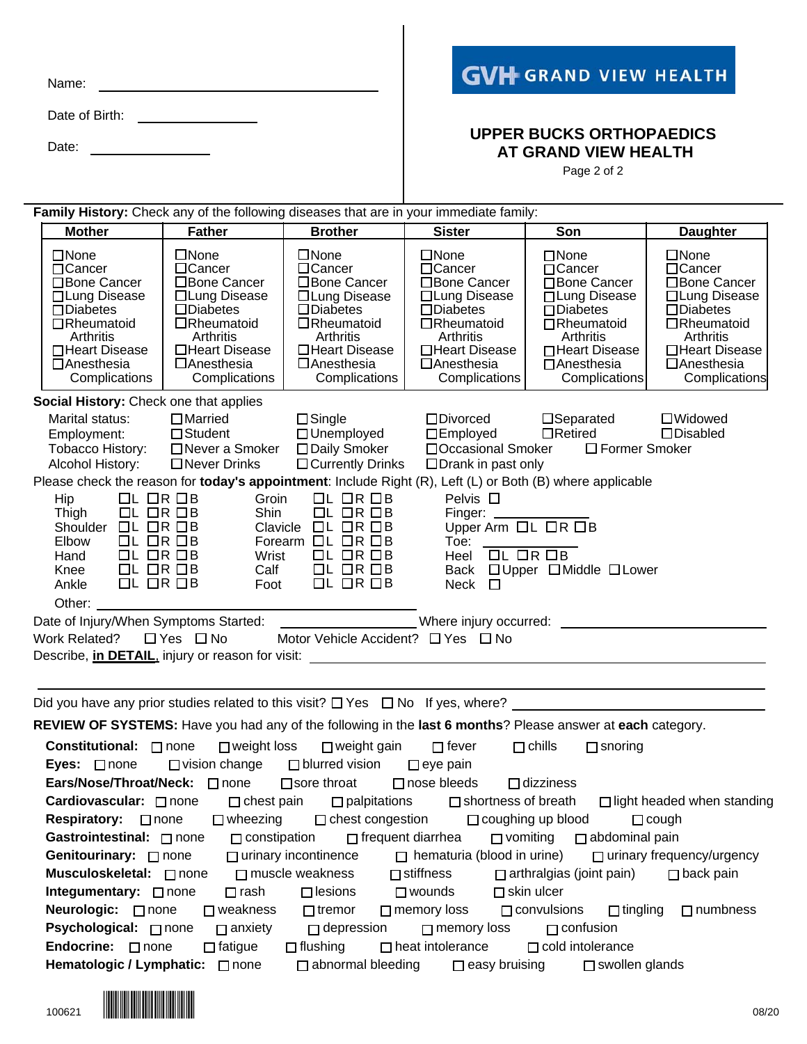Name: ______________________________

Date of Birth: ______________

Date: ______________

GVH GRAND VIEW HEALTH

## UPPER BUCKS ORTHOPAEDICS AT GRAND VIEW HEALTH

Page 2 of 2

**Family History:** Check any of the following diseases that are in your immediate family:

| Mother | Father | Brother | Sister | Son | Daughter |
|---|---|---|---|---|---|
| ☐None<br>☐Cancer<br>☐Bone Cancer<br>☐Lung Disease<br>☐Diabetes<br>☐Rheumatoid Arthritis<br>☐Heart Disease<br>☐Anesthesia Complications | ☐None<br>☐Cancer<br>☐Bone Cancer<br>☐Lung Disease<br>☐Diabetes<br>☐Rheumatoid Arthritis<br>☐Heart Disease<br>☐Anesthesia Complications | ☐None<br>☐Cancer<br>☐Bone Cancer<br>☐Lung Disease<br>☐Diabetes<br>☐Rheumatoid Arthritis<br>☐Heart Disease<br>☐Anesthesia Complications | ☐None<br>☐Cancer<br>☐Bone Cancer<br>☐Lung Disease<br>☐Diabetes<br>☐Rheumatoid Arthritis<br>☐Heart Disease<br>☐Anesthesia Complications | ☐None<br>☐Cancer<br>☐Bone Cancer<br>☐Lung Disease<br>☐Diabetes<br>☐Rheumatoid Arthritis<br>☐Heart Disease<br>☐Anesthesia Complications | ☐None<br>☐Cancer<br>☐Bone Cancer<br>☐Lung Disease<br>☐Diabetes<br>☐Rheumatoid Arthritis<br>☐Heart Disease<br>☐Anesthesia Complications |

**Social History:** Check one that applies

Marital status: ☐Married ☐Single ☐Divorced ☐Separated ☐Widowed

Employment: ☐Student ☐Unemployed ☐Employed ☐Retired ☐Disabled

Tobacco History: ☐Never a Smoker ☐Daily Smoker ☐Occasional Smoker ☐ Former Smoker

Alcohol History: ☐Never Drinks ☐Currently Drinks ☐Drank in past only

Please check the reason for **today's appointment**: Include Right (R), Left (L) or Both (B) where applicable

| | | | | | |
|---|---|---|---|---|---|
| Hip | ☐L ☐R ☐B | Groin | ☐L ☐R ☐B | Pelvis ☐ | |
| Thigh | ☐L ☐R ☐B | Shin | ☐L ☐R ☐B | Finger: ______________ | |
| Shoulder | ☐L ☐R ☐B | Clavicle | ☐L ☐R ☐B | Upper Arm | ☐L ☐R ☐B |
| Elbow | ☐L ☐R ☐B | Forearm | ☐L ☐R ☐B | Toe: ______________ | |
| Hand | ☐L ☐R ☐B | Wrist | ☐L ☐R ☐B | Heel | ☐L ☐R ☐B |
| Knee | ☐L ☐R ☐B | Calf | ☐L ☐R ☐B | Back | ☐Upper ☐Middle ☐Lower |
| Ankle | ☐L ☐R ☐B | Foot | ☐L ☐R ☐B | Neck ☐ | |

Other: ______________________________________________

Date of Injury/When Symptoms Started: ______________ Where injury occurred: ______________________

Work Related? ☐ Yes ☐ No Motor Vehicle Accident? ☐ Yes ☐ No

Describe, **in DETAIL**, injury or reason for visit: ______________________________________________

______________________________________________________________________________

Did you have any prior studies related to this visit? ☐ Yes ☐ No If yes, where? ______________________

**REVIEW OF SYSTEMS:** Have you had any of the following in the **last 6 months**? Please answer at **each** category.

**Constitutional:** ☐ none ☐weight loss ☐weight gain ☐ fever ☐ chills ☐ snoring

**Eyes:** ☐ none ☐ vision change ☐ blurred vision ☐ eye pain

**Ears/Nose/Throat/Neck:** ☐ none ☐sore throat ☐ nose bleeds ☐ dizziness

**Cardiovascular:** ☐ none ☐ chest pain ☐ palpitations ☐ shortness of breath ☐ light headed when standing

**Respiratory:** ☐ none ☐ wheezing ☐ chest congestion ☐ coughing up blood ☐ cough

**Gastrointestinal:** ☐ none ☐ constipation ☐ frequent diarrhea ☐ vomiting ☐ abdominal pain

**Genitourinary:** ☐ none ☐ urinary incontinence ☐ hematuria (blood in urine) ☐ urinary frequency/urgency

**Musculoskeletal:** ☐ none ☐ muscle weakness ☐ stiffness ☐ arthralgias (joint pain) ☐ back pain

**Integumentary:** ☐ none ☐ rash ☐ lesions ☐ wounds ☐ skin ulcer

**Neurologic:** ☐ none ☐ weakness ☐ tremor ☐ memory loss ☐ convulsions ☐ tingling ☐ numbness

**Psychological:** ☐ none ☐ anxiety ☐ depression ☐ memory loss ☐ confusion

**Endocrine:** ☐ none ☐ fatigue ☐ flushing ☐ heat intolerance ☐ cold intolerance

**Hematologic / Lymphatic:** ☐ none ☐ abnormal bleeding ☐ easy bruising ☐ swollen glands

100621 08/20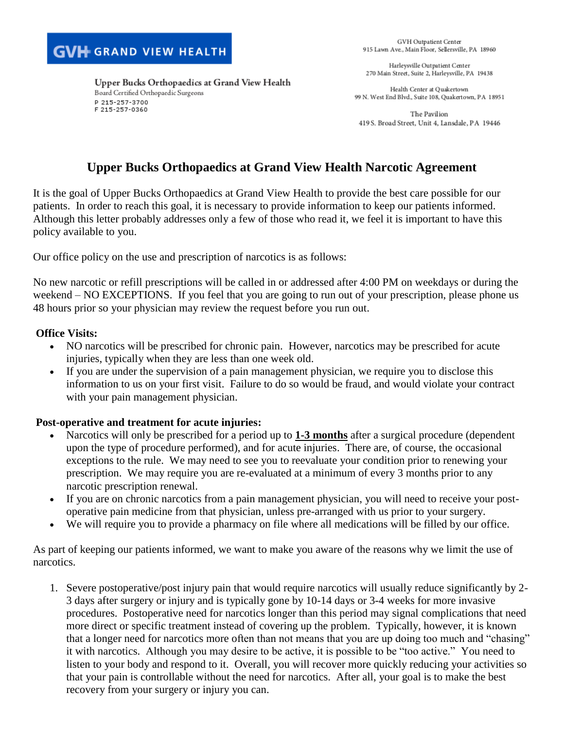GVH GRAND VIEW HEALTH

**Upper Bucks Orthopaedics at Grand View Health**
Board Certified Orthopaedic Surgeons
P 215-257-3700
F 215-257-0360

GVH Outpatient Center
915 Lawn Ave., Main Floor, Sellersville, PA 18960

Harleysville Outpatient Center
270 Main Street, Suite 2, Harleysville, PA 19438

Health Center at Quakertown
99 N. West End Blvd., Suite 108, Quakertown, PA 18951

The Pavilion
419 S. Broad Street, Unit 4, Lansdale, PA 19446

# Upper Bucks Orthopaedics at Grand View Health Narcotic Agreement

It is the goal of Upper Bucks Orthopaedics at Grand View Health to provide the best care possible for our patients. In order to reach this goal, it is necessary to provide information to keep our patients informed. Although this letter probably addresses only a few of those who read it, we feel it is important to have this policy available to you.

Our office policy on the use and prescription of narcotics is as follows:

No new narcotic or refill prescriptions will be called in or addressed after 4:00 PM on weekdays or during the weekend – NO EXCEPTIONS. If you feel that you are going to run out of your prescription, please phone us 48 hours prior so your physician may review the request before you run out.

**Office Visits:**

- NO narcotics will be prescribed for chronic pain. However, narcotics may be prescribed for acute injuries, typically when they are less than one week old.
- If you are under the supervision of a pain management physician, we require you to disclose this information to us on your first visit. Failure to do so would be fraud, and would violate your contract with your pain management physician.

**Post-operative and treatment for acute injuries:**

- Narcotics will only be prescribed for a period up to **1-3 months** after a surgical procedure (dependent upon the type of procedure performed), and for acute injuries. There are, of course, the occasional exceptions to the rule. We may need to see you to reevaluate your condition prior to renewing your prescription. We may require you are re-evaluated at a minimum of every 3 months prior to any narcotic prescription renewal.
- If you are on chronic narcotics from a pain management physician, you will need to receive your post-operative pain medicine from that physician, unless pre-arranged with us prior to your surgery.
- We will require you to provide a pharmacy on file where all medications will be filled by our office.

As part of keeping our patients informed, we want to make you aware of the reasons why we limit the use of narcotics.

1. Severe postoperative/post injury pain that would require narcotics will usually reduce significantly by 2-3 days after surgery or injury and is typically gone by 10-14 days or 3-4 weeks for more invasive procedures. Postoperative need for narcotics longer than this period may signal complications that need more direct or specific treatment instead of covering up the problem. Typically, however, it is known that a longer need for narcotics more often than not means that you are up doing too much and "chasing" it with narcotics. Although you may desire to be active, it is possible to be "too active." You need to listen to your body and respond to it. Overall, you will recover more quickly reducing your activities so that your pain is controllable without the need for narcotics. After all, your goal is to make the best recovery from your surgery or injury you can.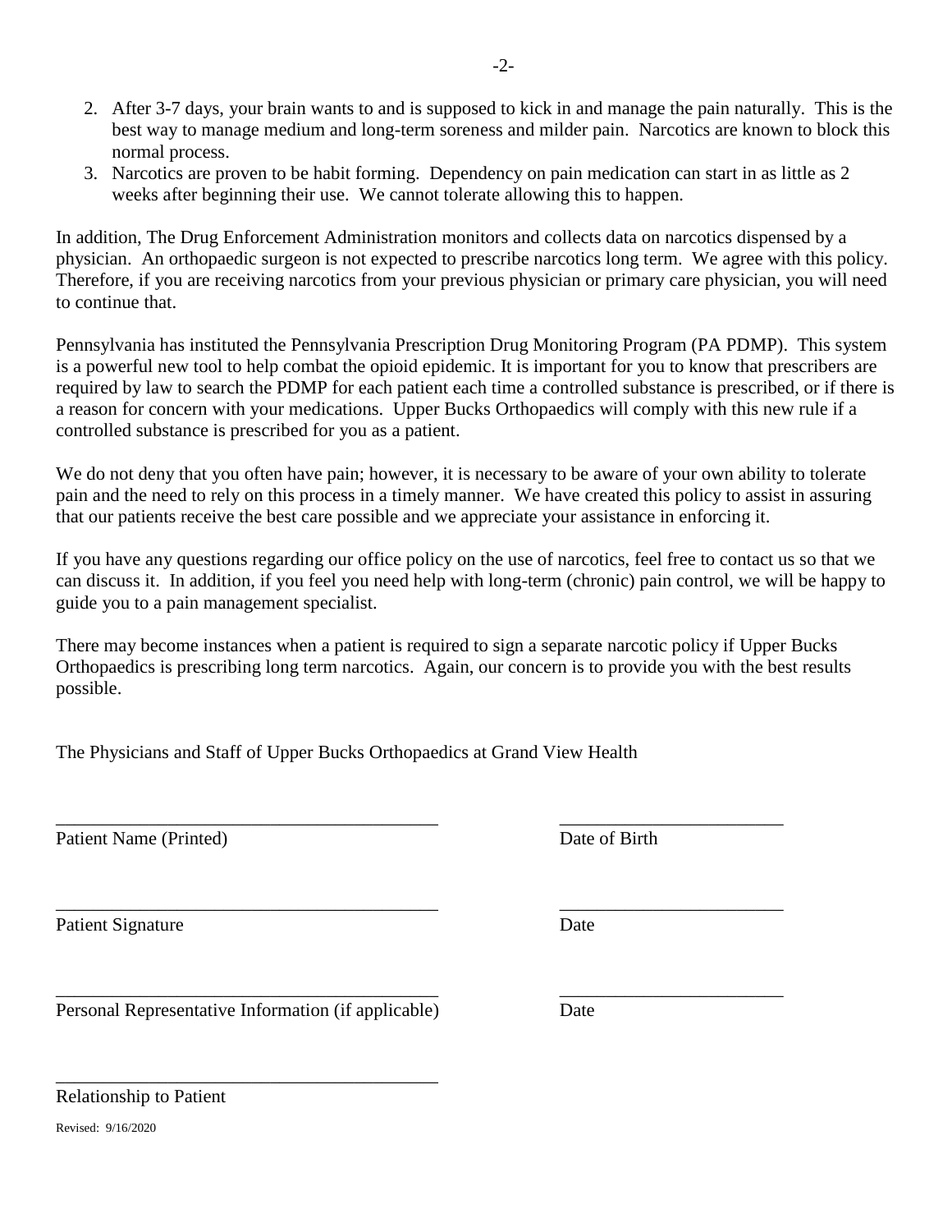2. After 3-7 days, your brain wants to and is supposed to kick in and manage the pain naturally. This is the best way to manage medium and long-term soreness and milder pain. Narcotics are known to block this normal process.
3. Narcotics are proven to be habit forming. Dependency on pain medication can start in as little as 2 weeks after beginning their use. We cannot tolerate allowing this to happen.

In addition, The Drug Enforcement Administration monitors and collects data on narcotics dispensed by a physician. An orthopaedic surgeon is not expected to prescribe narcotics long term. We agree with this policy. Therefore, if you are receiving narcotics from your previous physician or primary care physician, you will need to continue that.

Pennsylvania has instituted the Pennsylvania Prescription Drug Monitoring Program (PA PDMP). This system is a powerful new tool to help combat the opioid epidemic. It is important for you to know that prescribers are required by law to search the PDMP for each patient each time a controlled substance is prescribed, or if there is a reason for concern with your medications. Upper Bucks Orthopaedics will comply with this new rule if a controlled substance is prescribed for you as a patient.

We do not deny that you often have pain; however, it is necessary to be aware of your own ability to tolerate pain and the need to rely on this process in a timely manner. We have created this policy to assist in assuring that our patients receive the best care possible and we appreciate your assistance in enforcing it.

If you have any questions regarding our office policy on the use of narcotics, feel free to contact us so that we can discuss it. In addition, if you feel you need help with long-term (chronic) pain control, we will be happy to guide you to a pain management specialist.

There may become instances when a patient is required to sign a separate narcotic policy if Upper Bucks Orthopaedics is prescribing long term narcotics. Again, our concern is to provide you with the best results possible.

The Physicians and Staff of Upper Bucks Orthopaedics at Grand View Health

\_\_\_\_\_\_\_\_\_\_\_\_\_\_\_\_\_\_\_\_\_\_\_\_\_\_\_\_\_\_\_\_\_\_\_\_\_\_\_\_ \_\_\_\_\_\_\_\_\_\_\_\_\_\_\_\_\_\_\_\_\_\_\_\_

Patient Name (Printed) Date of Birth

\_\_\_\_\_\_\_\_\_\_\_\_\_\_\_\_\_\_\_\_\_\_\_\_\_\_\_\_\_\_\_\_\_\_\_\_\_\_\_\_ \_\_\_\_\_\_\_\_\_\_\_\_\_\_\_\_\_\_\_\_\_\_\_\_

Patient Signature Date

\_\_\_\_\_\_\_\_\_\_\_\_\_\_\_\_\_\_\_\_\_\_\_\_\_\_\_\_\_\_\_\_\_\_\_\_\_\_\_\_ \_\_\_\_\_\_\_\_\_\_\_\_\_\_\_\_\_\_\_\_\_\_\_\_

Personal Representative Information (if applicable) Date

\_\_\_\_\_\_\_\_\_\_\_\_\_\_\_\_\_\_\_\_\_\_\_\_\_\_\_\_\_\_\_\_\_\_\_\_\_\_\_\_

Relationship to Patient

Revised: 9/16/2020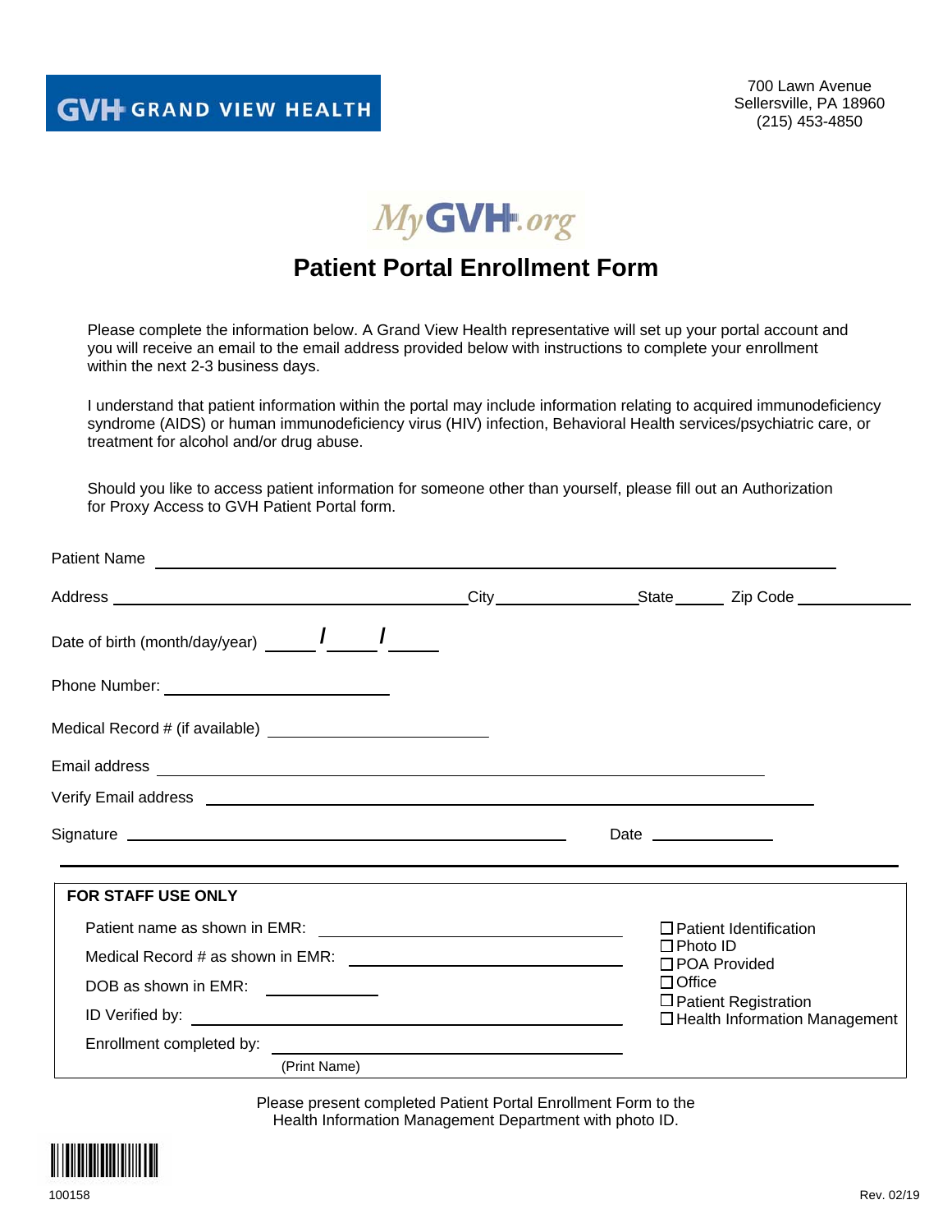GVH GRAND VIEW HEALTH

700 Lawn Avenue
Sellersville, PA 18960
(215) 453-4850

MyGVH.org

# Patient Portal Enrollment Form

Please complete the information below. A Grand View Health representative will set up your portal account and you will receive an email to the email address provided below with instructions to complete your enrollment within the next 2-3 business days.

I understand that patient information within the portal may include information relating to acquired immunodeficiency syndrome (AIDS) or human immunodeficiency virus (HIV) infection, Behavioral Health services/psychiatric care, or treatment for alcohol and/or drug abuse.

Should you like to access patient information for someone other than yourself, please fill out an Authorization for Proxy Access to GVH Patient Portal form.

Patient Name ______________________________________________

Address ______________________ City ____________ State ______ Zip Code __________

Date of birth (month/day/year) _____ / _____ / _____

Phone Number: ____________________

Medical Record # (if available) ____________________

Email address ______________________________________________

Verify Email address ______________________________________________

Signature ______________________________ Date ____________

**FOR STAFF USE ONLY**

Patient name as shown in EMR: ______________________

Medical Record # as shown in EMR: ______________________

DOB as shown in EMR: __________

ID Verified by: ______________________

Enrollment completed by: ______________________
(Print Name)

- ☐ Patient Identification
- ☐ Photo ID
- ☐ POA Provided
- ☐ Office
- ☐ Patient Registration
- ☐ Health Information Management

Please present completed Patient Portal Enrollment Form to the Health Information Management Department with photo ID.

100158

Rev. 02/19